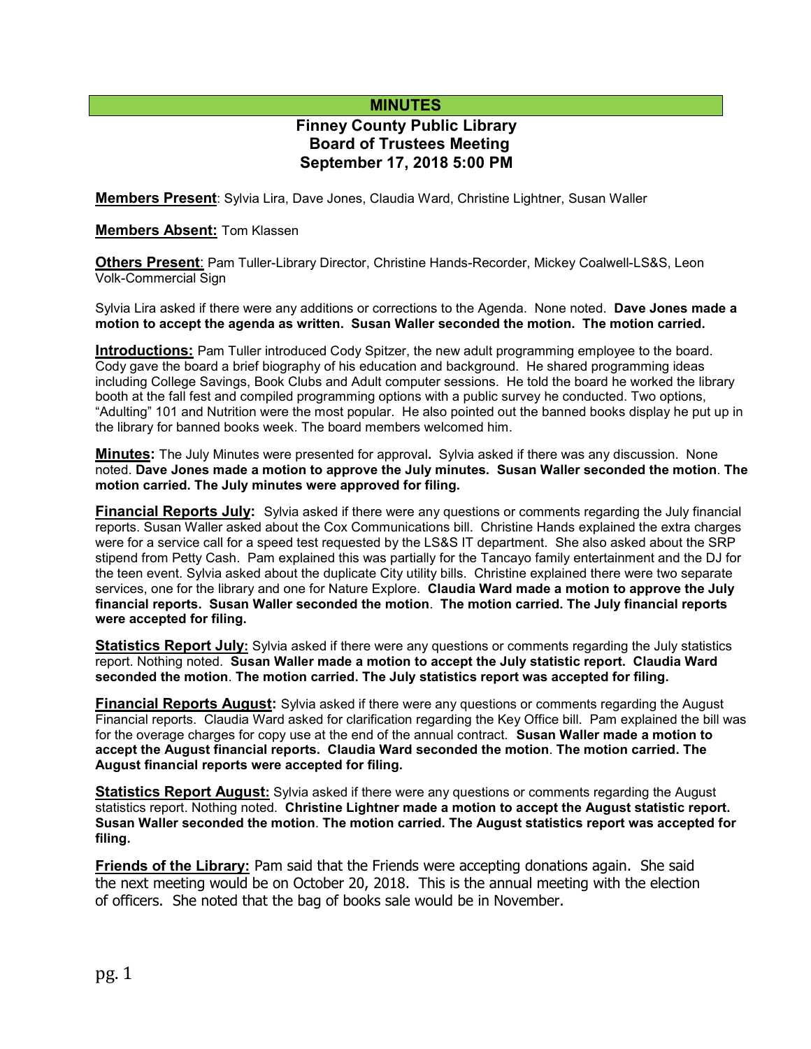# MINUTES

## Finney County Public Library
## Board of Trustees Meeting
## September 17, 2018 5:00 PM

**Members Present**: Sylvia Lira, Dave Jones, Claudia Ward, Christine Lightner, Susan Waller

**Members Absent:** Tom Klassen

**Others Present**: Pam Tuller-Library Director, Christine Hands-Recorder, Mickey Coalwell-LS&S, Leon Volk-Commercial Sign

Sylvia Lira asked if there were any additions or corrections to the Agenda. None noted. **Dave Jones made a motion to accept the agenda as written. Susan Waller seconded the motion. The motion carried.**

**Introductions:** Pam Tuller introduced Cody Spitzer, the new adult programming employee to the board. Cody gave the board a brief biography of his education and background. He shared programming ideas including College Savings, Book Clubs and Adult computer sessions. He told the board he worked the library booth at the fall fest and compiled programming options with a public survey he conducted. Two options, "Adulting" 101 and Nutrition were the most popular. He also pointed out the banned books display he put up in the library for banned books week. The board members welcomed him.

**Minutes:** The July Minutes were presented for approval**.** Sylvia asked if there was any discussion. None noted. **Dave Jones made a motion to approve the July minutes. Susan Waller seconded the motion**. **The motion carried. The July minutes were approved for filing.**

**Financial Reports July:** Sylvia asked if there were any questions or comments regarding the July financial reports. Susan Waller asked about the Cox Communications bill. Christine Hands explained the extra charges were for a service call for a speed test requested by the LS&S IT department. She also asked about the SRP stipend from Petty Cash. Pam explained this was partially for the Tancayo family entertainment and the DJ for the teen event. Sylvia asked about the duplicate City utility bills. Christine explained there were two separate services, one for the library and one for Nature Explore. **Claudia Ward made a motion to approve the July financial reports. Susan Waller seconded the motion**. **The motion carried. The July financial reports were accepted for filing.**

**Statistics Report July:** Sylvia asked if there were any questions or comments regarding the July statistics report. Nothing noted. **Susan Waller made a motion to accept the July statistic report. Claudia Ward seconded the motion**. **The motion carried. The July statistics report was accepted for filing.**

**Financial Reports August:** Sylvia asked if there were any questions or comments regarding the August Financial reports. Claudia Ward asked for clarification regarding the Key Office bill. Pam explained the bill was for the overage charges for copy use at the end of the annual contract. **Susan Waller made a motion to accept the August financial reports. Claudia Ward seconded the motion**. **The motion carried. The August financial reports were accepted for filing.**

**Statistics Report August:** Sylvia asked if there were any questions or comments regarding the August statistics report. Nothing noted. **Christine Lightner made a motion to accept the August statistic report. Susan Waller seconded the motion**. **The motion carried. The August statistics report was accepted for filing.**

**Friends of the Library:** Pam said that the Friends were accepting donations again. She said the next meeting would be on October 20, 2018. This is the annual meeting with the election of officers. She noted that the bag of books sale would be in November.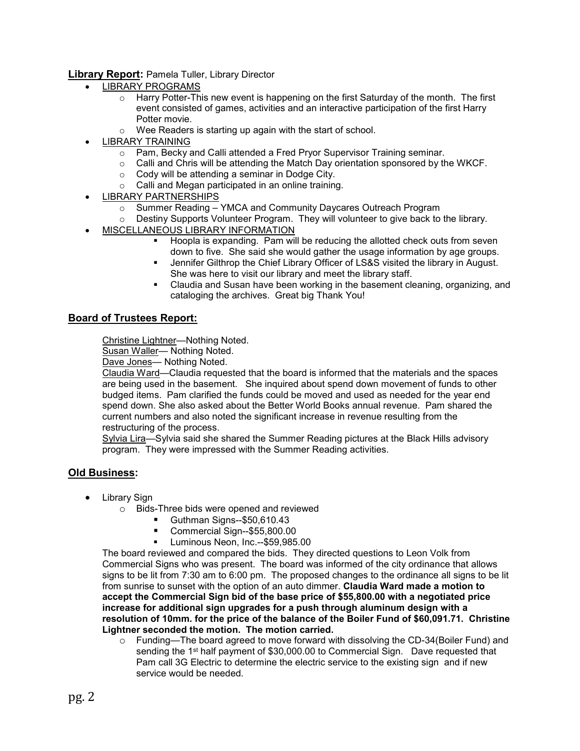**Library Report:** Pamela Tuller, Library Director

- LIBRARY PROGRAMS
  - Harry Potter-This new event is happening on the first Saturday of the month. The first event consisted of games, activities and an interactive participation of the first Harry Potter movie.
  - Wee Readers is starting up again with the start of school.
- LIBRARY TRAINING
  - Pam, Becky and Calli attended a Fred Pryor Supervisor Training seminar.
  - Calli and Chris will be attending the Match Day orientation sponsored by the WKCF.
  - Cody will be attending a seminar in Dodge City.
  - Calli and Megan participated in an online training.
- LIBRARY PARTNERSHIPS
  - Summer Reading – YMCA and Community Daycares Outreach Program
  - Destiny Supports Volunteer Program. They will volunteer to give back to the library.
- MISCELLANEOUS LIBRARY INFORMATION
  - Hoopla is expanding. Pam will be reducing the allotted check outs from seven down to five. She said she would gather the usage information by age groups.
  - Jennifer Gilthrop the Chief Library Officer of LS&S visited the library in August. She was here to visit our library and meet the library staff.
  - Claudia and Susan have been working in the basement cleaning, organizing, and cataloging the archives. Great big Thank You!

## Board of Trustees Report:

Christine Lightner—Nothing Noted.
Susan Waller— Nothing Noted.
Dave Jones— Nothing Noted.
Claudia Ward—Claudia requested that the board is informed that the materials and the spaces are being used in the basement. She inquired about spend down movement of funds to other budged items. Pam clarified the funds could be moved and used as needed for the year end spend down. She also asked about the Better World Books annual revenue. Pam shared the current numbers and also noted the significant increase in revenue resulting from the restructuring of the process.
Sylvia Lira—Sylvia said she shared the Summer Reading pictures at the Black Hills advisory program. They were impressed with the Summer Reading activities.

## Old Business:

- Library Sign
  - Bids-Three bids were opened and reviewed
    - Guthman Signs--$50,610.43
    - Commercial Sign--$55,800.00
    - Luminous Neon, Inc.--$59,985.00

The board reviewed and compared the bids. They directed questions to Leon Volk from Commercial Signs who was present. The board was informed of the city ordinance that allows signs to be lit from 7:30 am to 6:00 pm. The proposed changes to the ordinance all signs to be lit from sunrise to sunset with the option of an auto dimmer. **Claudia Ward made a motion to accept the Commercial Sign bid of the base price of $55,800.00 with a negotiated price increase for additional sign upgrades for a push through aluminum design with a resolution of 10mm. for the price of the balance of the Boiler Fund of $60,091.71. Christine Lightner seconded the motion. The motion carried.**

  - Funding—The board agreed to move forward with dissolving the CD-34(Boiler Fund) and sending the 1st half payment of $30,000.00 to Commercial Sign. Dave requested that Pam call 3G Electric to determine the electric service to the existing sign and if new service would be needed.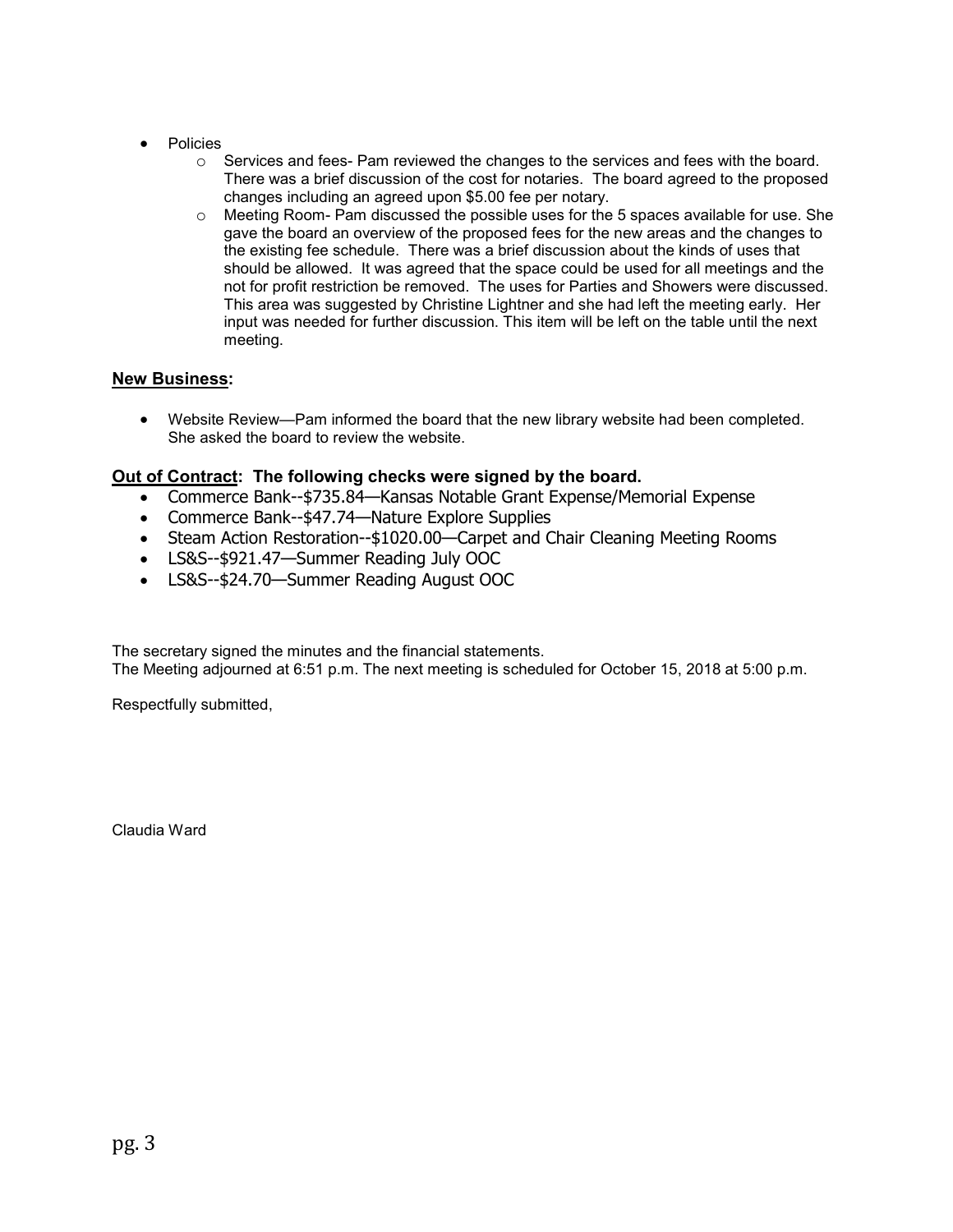- Policies
  - Services and fees- Pam reviewed the changes to the services and fees with the board. There was a brief discussion of the cost for notaries. The board agreed to the proposed changes including an agreed upon $5.00 fee per notary.
  - Meeting Room- Pam discussed the possible uses for the 5 spaces available for use. She gave the board an overview of the proposed fees for the new areas and the changes to the existing fee schedule. There was a brief discussion about the kinds of uses that should be allowed. It was agreed that the space could be used for all meetings and the not for profit restriction be removed. The uses for Parties and Showers were discussed. This area was suggested by Christine Lightner and she had left the meeting early. Her input was needed for further discussion. This item will be left on the table until the next meeting.

## **<u>New Business</u>:**

- Website Review—Pam informed the board that the new library website had been completed. She asked the board to review the website.

## **<u>Out of Contract</u>: The following checks were signed by the board.**

- Commerce Bank--$735.84—Kansas Notable Grant Expense/Memorial Expense
- Commerce Bank--$47.74—Nature Explore Supplies
- Steam Action Restoration--$1020.00—Carpet and Chair Cleaning Meeting Rooms
- LS&S--$921.47—Summer Reading July OOC
- LS&S--$24.70—Summer Reading August OOC

The secretary signed the minutes and the financial statements.
The Meeting adjourned at 6:51 p.m. The next meeting is scheduled for October 15, 2018 at 5:00 p.m.

Respectfully submitted,

Claudia Ward